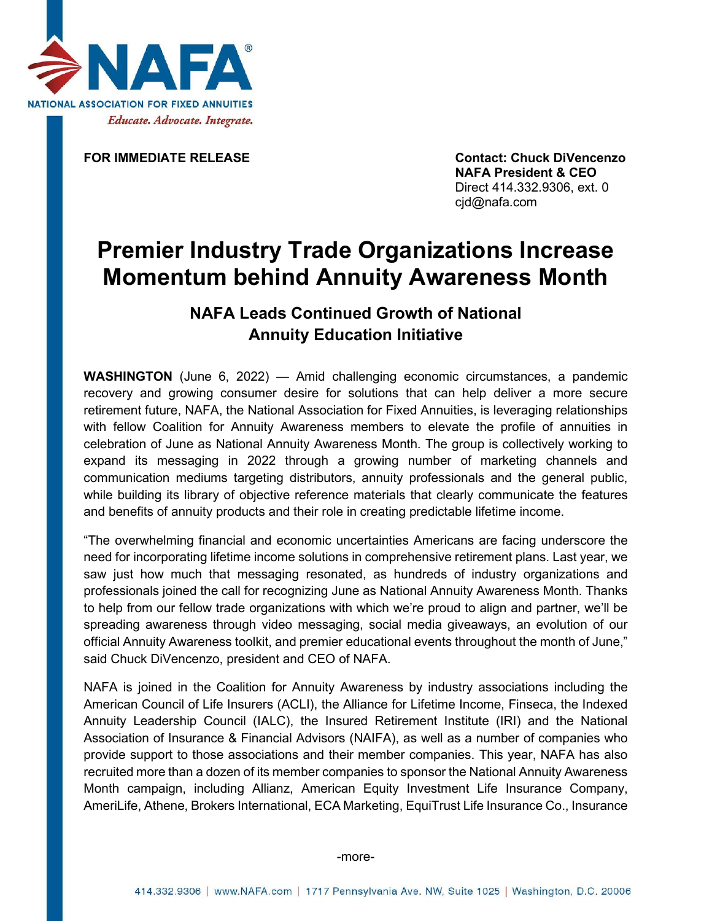NAFA®

NATIONAL ASSOCIATION FOR FIXED ANNUITIES

*Educate. Advocate. Integrate.*

**FOR IMMEDIATE RELEASE**

**Contact: Chuck DiVencenzo**
**NAFA President & CEO**
Direct 414.332.9306, ext. 0
cjd@nafa.com

# Premier Industry Trade Organizations Increase Momentum behind Annuity Awareness Month

## NAFA Leads Continued Growth of National Annuity Education Initiative

**WASHINGTON** (June 6, 2022) — Amid challenging economic circumstances, a pandemic recovery and growing consumer desire for solutions that can help deliver a more secure retirement future, NAFA, the National Association for Fixed Annuities, is leveraging relationships with fellow Coalition for Annuity Awareness members to elevate the profile of annuities in celebration of June as National Annuity Awareness Month. The group is collectively working to expand its messaging in 2022 through a growing number of marketing channels and communication mediums targeting distributors, annuity professionals and the general public, while building its library of objective reference materials that clearly communicate the features and benefits of annuity products and their role in creating predictable lifetime income.

"The overwhelming financial and economic uncertainties Americans are facing underscore the need for incorporating lifetime income solutions in comprehensive retirement plans. Last year, we saw just how much that messaging resonated, as hundreds of industry organizations and professionals joined the call for recognizing June as National Annuity Awareness Month. Thanks to help from our fellow trade organizations with which we're proud to align and partner, we'll be spreading awareness through video messaging, social media giveaways, an evolution of our official Annuity Awareness toolkit, and premier educational events throughout the month of June," said Chuck DiVencenzo, president and CEO of NAFA.

NAFA is joined in the Coalition for Annuity Awareness by industry associations including the American Council of Life Insurers (ACLI), the Alliance for Lifetime Income, Finseca, the Indexed Annuity Leadership Council (IALC), the Insured Retirement Institute (IRI) and the National Association of Insurance & Financial Advisors (NAIFA), as well as a number of companies who provide support to those associations and their member companies. This year, NAFA has also recruited more than a dozen of its member companies to sponsor the National Annuity Awareness Month campaign, including Allianz, American Equity Investment Life Insurance Company, AmeriLife, Athene, Brokers International, ECA Marketing, EquiTrust Life Insurance Co., Insurance

-more-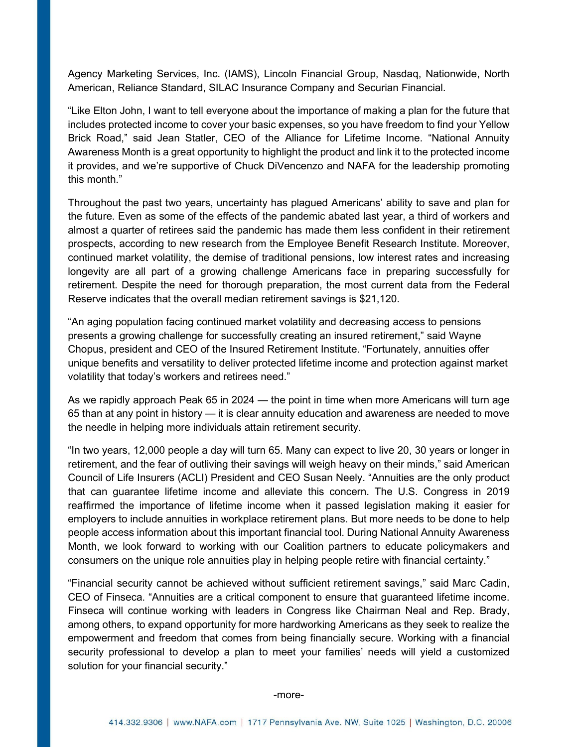Agency Marketing Services, Inc. (IAMS), Lincoln Financial Group, Nasdaq, Nationwide, North American, Reliance Standard, SILAC Insurance Company and Securian Financial.

"Like Elton John, I want to tell everyone about the importance of making a plan for the future that includes protected income to cover your basic expenses, so you have freedom to find your Yellow Brick Road," said Jean Statler, CEO of the Alliance for Lifetime Income. "National Annuity Awareness Month is a great opportunity to highlight the product and link it to the protected income it provides, and we're supportive of Chuck DiVencenzo and NAFA for the leadership promoting this month."

Throughout the past two years, uncertainty has plagued Americans' ability to save and plan for the future. Even as some of the effects of the pandemic abated last year, a third of workers and almost a quarter of retirees said the pandemic has made them less confident in their retirement prospects, according to new research from the Employee Benefit Research Institute. Moreover, continued market volatility, the demise of traditional pensions, low interest rates and increasing longevity are all part of a growing challenge Americans face in preparing successfully for retirement. Despite the need for thorough preparation, the most current data from the Federal Reserve indicates that the overall median retirement savings is $21,120.

"An aging population facing continued market volatility and decreasing access to pensions presents a growing challenge for successfully creating an insured retirement," said Wayne Chopus, president and CEO of the Insured Retirement Institute. "Fortunately, annuities offer unique benefits and versatility to deliver protected lifetime income and protection against market volatility that today's workers and retirees need."

As we rapidly approach Peak 65 in 2024 — the point in time when more Americans will turn age 65 than at any point in history — it is clear annuity education and awareness are needed to move the needle in helping more individuals attain retirement security.

"In two years, 12,000 people a day will turn 65. Many can expect to live 20, 30 years or longer in retirement, and the fear of outliving their savings will weigh heavy on their minds," said American Council of Life Insurers (ACLI) President and CEO Susan Neely. "Annuities are the only product that can guarantee lifetime income and alleviate this concern. The U.S. Congress in 2019 reaffirmed the importance of lifetime income when it passed legislation making it easier for employers to include annuities in workplace retirement plans. But more needs to be done to help people access information about this important financial tool. During National Annuity Awareness Month, we look forward to working with our Coalition partners to educate policymakers and consumers on the unique role annuities play in helping people retire with financial certainty."

"Financial security cannot be achieved without sufficient retirement savings," said Marc Cadin, CEO of Finseca. "Annuities are a critical component to ensure that guaranteed lifetime income. Finseca will continue working with leaders in Congress like Chairman Neal and Rep. Brady, among others, to expand opportunity for more hardworking Americans as they seek to realize the empowerment and freedom that comes from being financially secure. Working with a financial security professional to develop a plan to meet your families' needs will yield a customized solution for your financial security."

-more-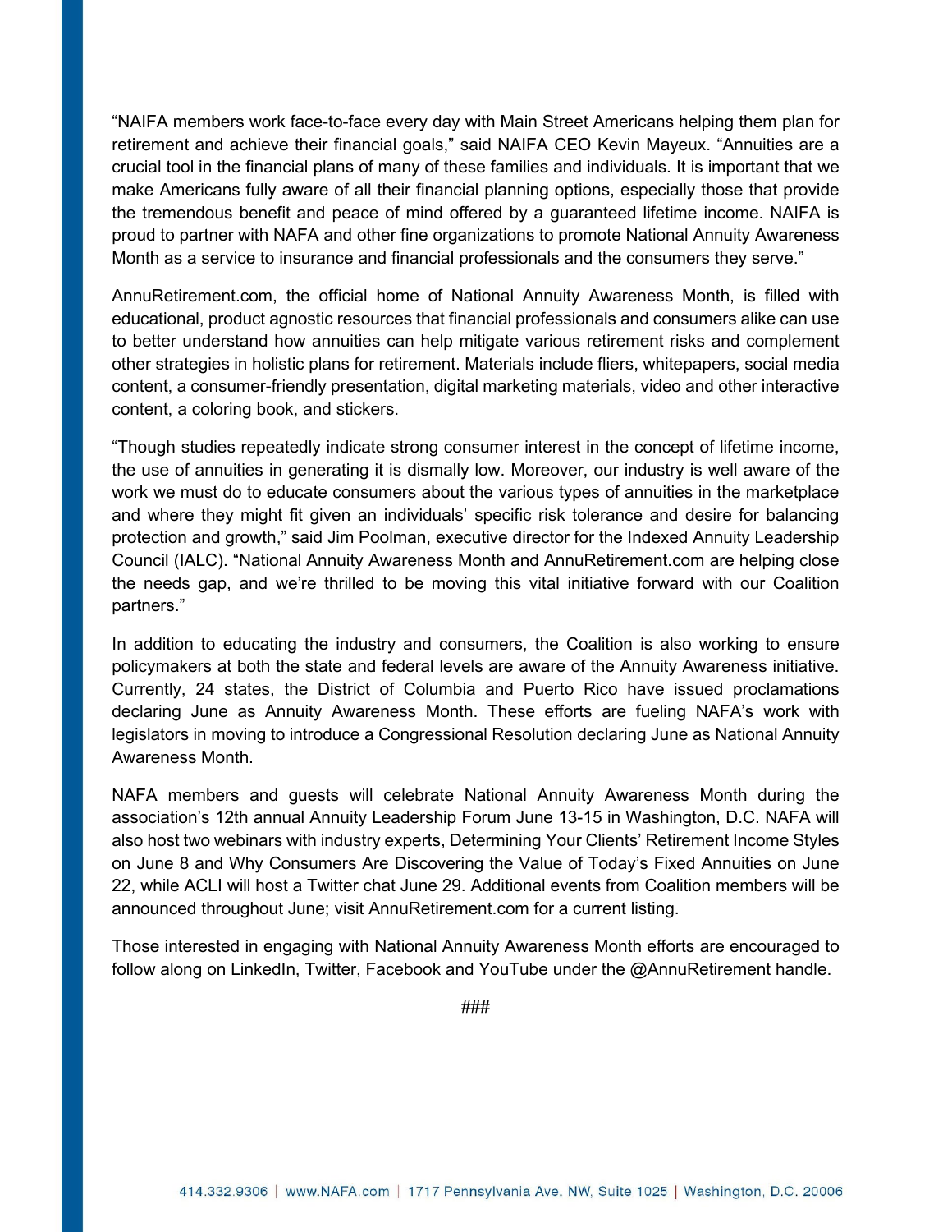“NAIFA members work face-to-face every day with Main Street Americans helping them plan for retirement and achieve their financial goals,” said NAIFA CEO Kevin Mayeux. “Annuities are a crucial tool in the financial plans of many of these families and individuals. It is important that we make Americans fully aware of all their financial planning options, especially those that provide the tremendous benefit and peace of mind offered by a guaranteed lifetime income. NAIFA is proud to partner with NAFA and other fine organizations to promote National Annuity Awareness Month as a service to insurance and financial professionals and the consumers they serve.”

AnnuRetirement.com, the official home of National Annuity Awareness Month, is filled with educational, product agnostic resources that financial professionals and consumers alike can use to better understand how annuities can help mitigate various retirement risks and complement other strategies in holistic plans for retirement. Materials include fliers, whitepapers, social media content, a consumer-friendly presentation, digital marketing materials, video and other interactive content, a coloring book, and stickers.

“Though studies repeatedly indicate strong consumer interest in the concept of lifetime income, the use of annuities in generating it is dismally low. Moreover, our industry is well aware of the work we must do to educate consumers about the various types of annuities in the marketplace and where they might fit given an individuals’ specific risk tolerance and desire for balancing protection and growth,” said Jim Poolman, executive director for the Indexed Annuity Leadership Council (IALC). “National Annuity Awareness Month and AnnuRetirement.com are helping close the needs gap, and we’re thrilled to be moving this vital initiative forward with our Coalition partners.”

In addition to educating the industry and consumers, the Coalition is also working to ensure policymakers at both the state and federal levels are aware of the Annuity Awareness initiative. Currently, 24 states, the District of Columbia and Puerto Rico have issued proclamations declaring June as Annuity Awareness Month. These efforts are fueling NAFA’s work with legislators in moving to introduce a Congressional Resolution declaring June as National Annuity Awareness Month.

NAFA members and guests will celebrate National Annuity Awareness Month during the association’s 12th annual Annuity Leadership Forum June 13-15 in Washington, D.C. NAFA will also host two webinars with industry experts, Determining Your Clients’ Retirement Income Styles on June 8 and Why Consumers Are Discovering the Value of Today’s Fixed Annuities on June 22, while ACLI will host a Twitter chat June 29. Additional events from Coalition members will be announced throughout June; visit AnnuRetirement.com for a current listing.

Those interested in engaging with National Annuity Awareness Month efforts are encouraged to follow along on LinkedIn, Twitter, Facebook and YouTube under the @AnnuRetirement handle.

###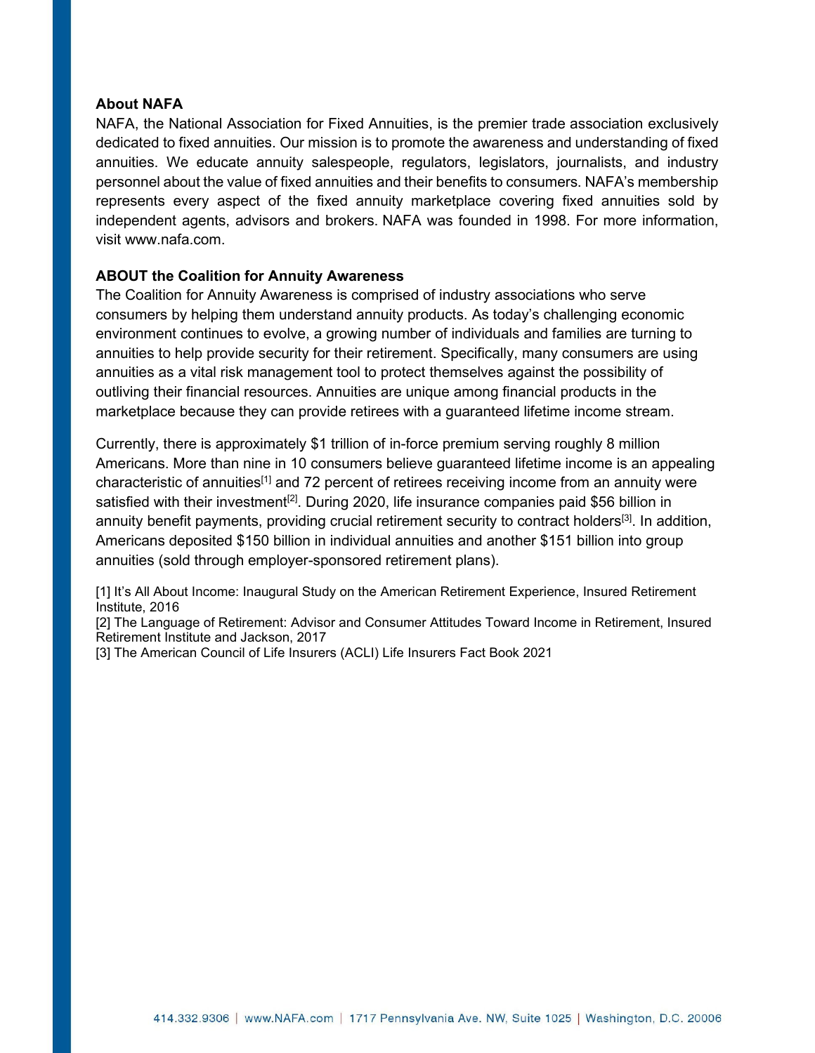**About NAFA**

NAFA, the National Association for Fixed Annuities, is the premier trade association exclusively dedicated to fixed annuities. Our mission is to promote the awareness and understanding of fixed annuities. We educate annuity salespeople, regulators, legislators, journalists, and industry personnel about the value of fixed annuities and their benefits to consumers. NAFA's membership represents every aspect of the fixed annuity marketplace covering fixed annuities sold by independent agents, advisors and brokers. NAFA was founded in 1998. For more information, visit www.nafa.com.

**ABOUT the Coalition for Annuity Awareness**

The Coalition for Annuity Awareness is comprised of industry associations who serve consumers by helping them understand annuity products. As today's challenging economic environment continues to evolve, a growing number of individuals and families are turning to annuities to help provide security for their retirement. Specifically, many consumers are using annuities as a vital risk management tool to protect themselves against the possibility of outliving their financial resources. Annuities are unique among financial products in the marketplace because they can provide retirees with a guaranteed lifetime income stream.

Currently, there is approximately $1 trillion of in-force premium serving roughly 8 million Americans. More than nine in 10 consumers believe guaranteed lifetime income is an appealing characteristic of annuities[1] and 72 percent of retirees receiving income from an annuity were satisfied with their investment[2]. During 2020, life insurance companies paid $56 billion in annuity benefit payments, providing crucial retirement security to contract holders[3]. In addition, Americans deposited $150 billion in individual annuities and another $151 billion into group annuities (sold through employer-sponsored retirement plans).

[1] It's All About Income: Inaugural Study on the American Retirement Experience, Insured Retirement Institute, 2016

[2] The Language of Retirement: Advisor and Consumer Attitudes Toward Income in Retirement, Insured Retirement Institute and Jackson, 2017

[3] The American Council of Life Insurers (ACLI) Life Insurers Fact Book 2021